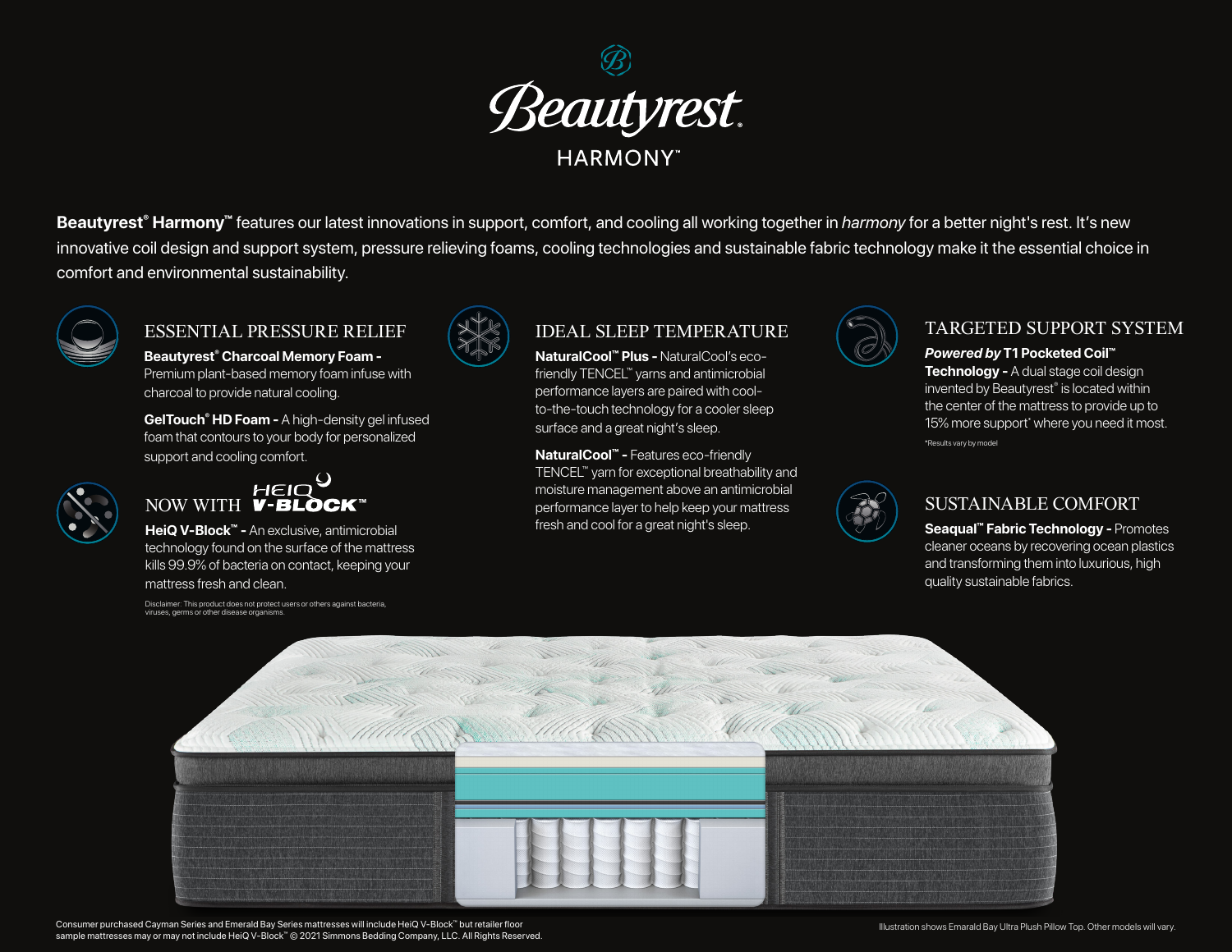# Beautyrest® HARMONY™

**Beautyrest® Harmony™** features our latest innovations in support, comfort, and cooling all working together in *harmony* for a better night's rest. It's new innovative coil design and support system, pressure relieving foams, cooling technologies and sustainable fabric technology make it the essential choice in comfort and environmental sustainability.

## ESSENTIAL PRESSURE RELIEF

**Beautyrest® Charcoal Memory Foam -** Premium plant-based memory foam infuse with charcoal to provide natural cooling.

**GelTouch® HD Foam -** A high-density gel infused foam that contours to your body for personalized support and cooling comfort.

## NOW WITH HEIQ V-BLOCK™

**HeiQ V-Block™ -** An exclusive, antimicrobial technology found on the surface of the mattress kills 99.9% of bacteria on contact, keeping your mattress fresh and clean.

Disclaimer: This product does not protect users or others against bacteria, viruses, germs or other disease organisms.

## IDEAL SLEEP TEMPERATURE

**NaturalCool™ Plus -** NaturalCool's eco-friendly TENCEL™ yarns and antimicrobial performance layers are paired with cool-to-the-touch technology for a cooler sleep surface and a great night's sleep.

**NaturalCool™ -** Features eco-friendly TENCEL™ yarn for exceptional breathability and moisture management above an antimicrobial performance layer to help keep your mattress fresh and cool for a great night's sleep.

## TARGETED SUPPORT SYSTEM

***Powered by* T1 Pocketed Coil™ Technology -** A dual stage coil design invented by Beautyrest® is located within the center of the mattress to provide up to 15% more support* where you need it most.

*Results vary by model

## SUSTAINABLE COMFORT

**Seaqual™ Fabric Technology -** Promotes cleaner oceans by recovering ocean plastics and transforming them into luxurious, high quality sustainable fabrics.

Consumer purchased Cayman Series and Emerald Bay Series mattresses will include HeiQ V-Block™ but retailer floor sample mattresses may or may not include HeiQ V-Block™ © 2021 Simmons Bedding Company, LLC. All Rights Reserved.

Illustration shows Emerald Bay Ultra Plush Pillow Top. Other models will vary.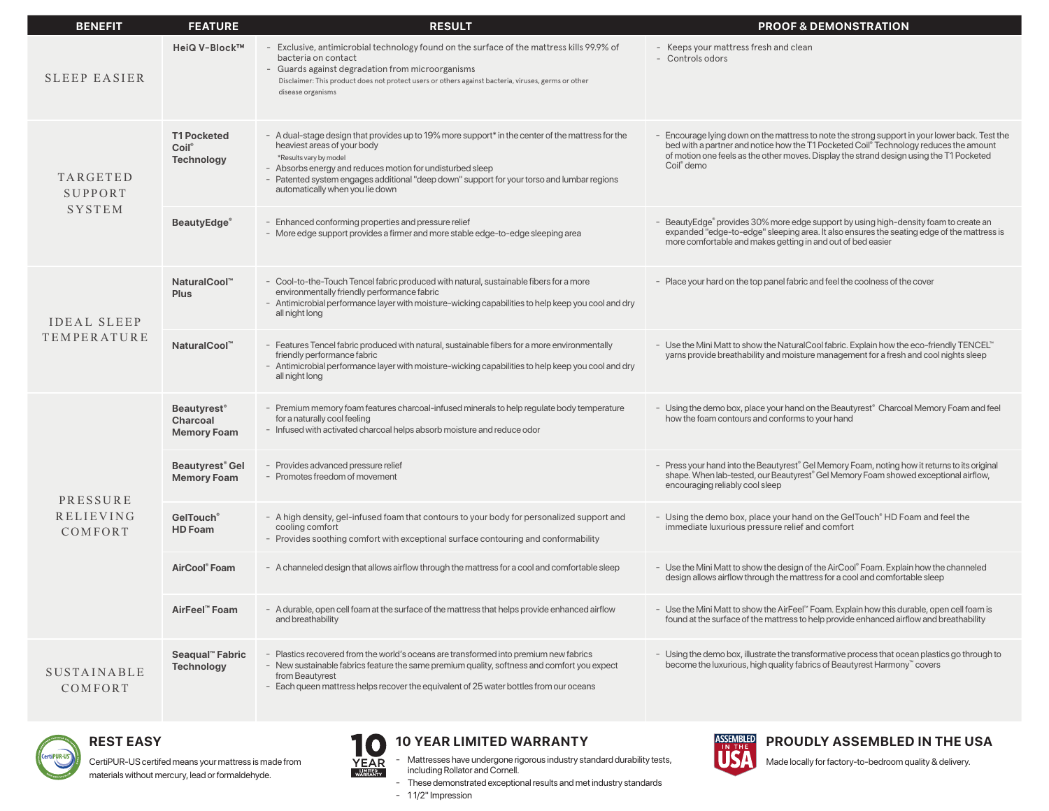| BENEFIT | FEATURE | RESULT | PROOF & DEMONSTRATION |
|---|---|---|---|
| SLEEP EASIER | **HeiQ V-Block™** | - Exclusive, antimicrobial technology found on the surface of the mattress kills 99.9% of bacteria on contact<br>- Guards against degradation from microorganisms<br>Disclaimer: This product does not protect users or others against bacteria, viruses, germs or other disease organisms | - Keeps your mattress fresh and clean<br>- Controls odors |
| TARGETED SUPPORT SYSTEM | **T1 Pocketed Coil® Technology** | - A dual-stage design that provides up to 19% more support* in the center of the mattress for the heaviest areas of your body<br>*Results vary by model<br>- Absorbs energy and reduces motion for undisturbed sleep<br>- Patented system engages additional "deep down" support for your torso and lumbar regions automatically when you lie down | - Encourage lying down on the mattress to note the strong support in your lower back. Test the bed with a partner and notice how the T1 Pocketed Coil® Technology reduces the amount of motion one feels as the other moves. Display the strand design using the T1 Pocketed Coil® demo |
| | **BeautyEdge®** | - Enhanced conforming properties and pressure relief<br>- More edge support provides a firmer and more stable edge-to-edge sleeping area | - BeautyEdge® provides 30% more edge support by using high-density foam to create an expanded "edge-to-edge" sleeping area. It also ensures the seating edge of the mattress is more comfortable and makes getting in and out of bed easier |
| IDEAL SLEEP TEMPERATURE | **NaturalCool™ Plus** | - Cool-to-the-Touch Tencel fabric produced with natural, sustainable fibers for a more environmentally friendly performance fabric<br>- Antimicrobial performance layer with moisture-wicking capabilities to help keep you cool and dry all night long | - Place your hard on the top panel fabric and feel the coolness of the cover |
| | **NaturalCool™** | - Features Tencel fabric produced with natural, sustainable fibers for a more environmentally friendly performance fabric<br>- Antimicrobial performance layer with moisture-wicking capabilities to help keep you cool and dry all night long | - Use the Mini Matt to show the NaturalCool fabric. Explain how the eco-friendly TENCEL™ yarns provide breathability and moisture management for a fresh and cool nights sleep |
| PRESSURE RELIEVING COMFORT | **Beautyrest® Charcoal Memory Foam** | - Premium memory foam features charcoal-infused minerals to help regulate body temperature for a naturally cool feeling<br>- Infused with activated charcoal helps absorb moisture and reduce odor | - Using the demo box, place your hand on the Beautyrest® Charcoal Memory Foam and feel how the foam contours and conforms to your hand |
| | **Beautyrest® Gel Memory Foam** | - Provides advanced pressure relief<br>- Promotes freedom of movement | - Press your hand into the Beautyrest® Gel Memory Foam, noting how it returns to its original shape. When lab-tested, our Beautyrest® Gel Memory Foam showed exceptional airflow, encouraging reliably cool sleep |
| | **GelTouch® HD Foam** | - A high density, gel-infused foam that contours to your body for personalized support and cooling comfort<br>- Provides soothing comfort with exceptional surface contouring and conformability | - Using the demo box, place your hand on the GelTouch® HD Foam and feel the immediate luxurious pressure relief and comfort |
| | **AirCool® Foam** | - A channeled design that allows airflow through the mattress for a cool and comfortable sleep | - Use the Mini Matt to show the design of the AirCool® Foam. Explain how the channeled design allows airflow through the mattress for a cool and comfortable sleep |
| | **AirFeel™ Foam** | - A durable, open cell foam at the surface of the mattress that helps provide enhanced airflow and breathability | - Use the Mini Matt to show the AirFeel™ Foam. Explain how this durable, open cell foam is found at the surface of the mattress to help provide enhanced airflow and breathability |
| SUSTAINABLE COMFORT | **Seaqual™ Fabric Technology** | - Plastics recovered from the world's oceans are transformed into premium new fabrics<br>- New sustainable fabrics feature the same premium quality, softness and comfort you expect from Beautyrest<br>- Each queen mattress helps recover the equivalent of 25 water bottles from our oceans | - Using the demo box, illustrate the transformative process that ocean plastics go through to become the luxurious, high quality fabrics of Beautyrest Harmony™ covers |

## REST EASY

CertiPUR-US certifed means your mattress is made from materials without mercury, lead or formaldehyde.

## 10 YEAR LIMITED WARRANTY

- Mattresses have undergone rigorous industry standard durability tests, including Rollator and Cornell.
- These demonstrated exceptional results and met industry standards
- 1 1/2" Impression

## PROUDLY ASSEMBLED IN THE USA

Made locally for factory-to-bedroom quality & delivery.